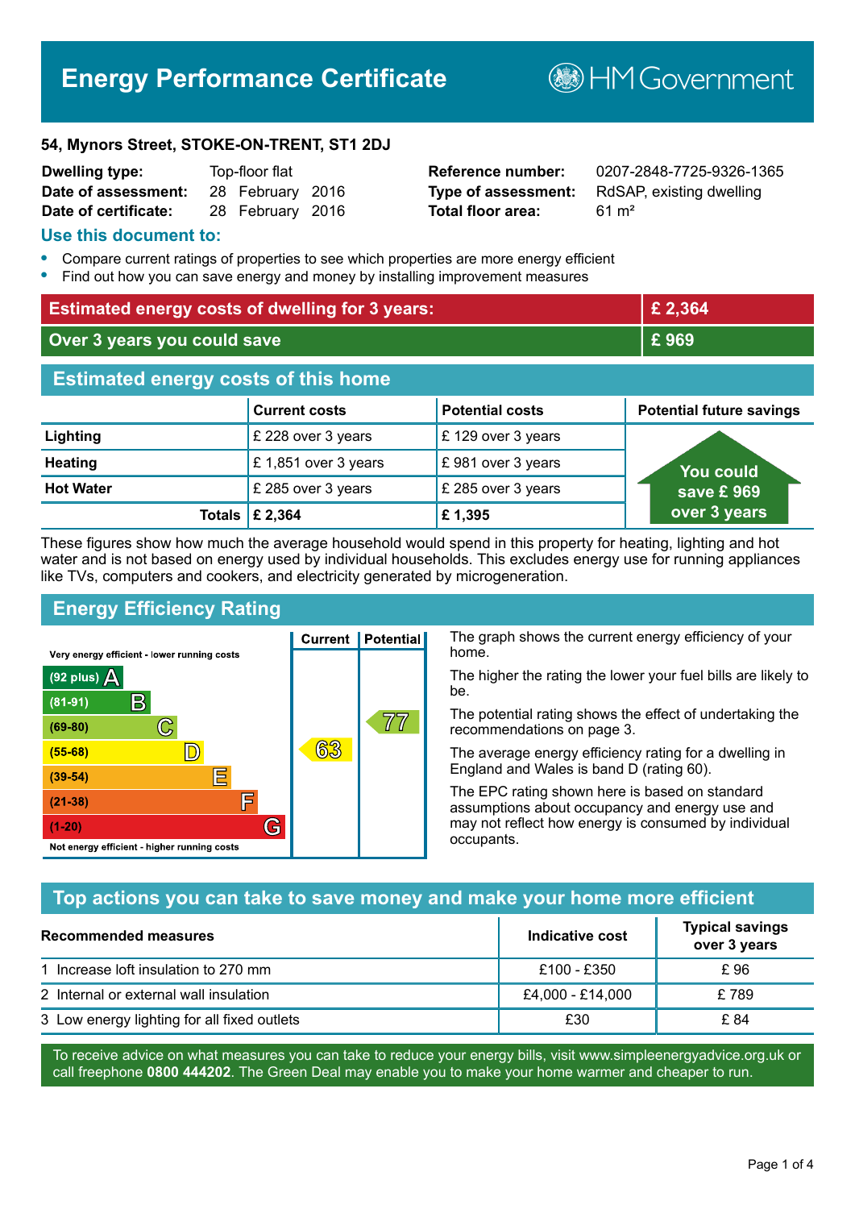# Energy Performance Certificate

HM Government

**54, Mynors Street, STOKE-ON-TRENT, ST1 2DJ**

| | | | |
|---|---|---|---|
| **Dwelling type:** | Top-floor flat | **Reference number:** | 0207-2848-7725-9326-1365 |
| **Date of assessment:** | 28 February 2016 | **Type of assessment:** | RdSAP, existing dwelling |
| **Date of certificate:** | 28 February 2016 | **Total floor area:** | 61 m² |

## Use this document to:

- Compare current ratings of properties to see which properties are more energy efficient
- Find out how you can save energy and money by installing improvement measures

| | |
|---|---|
| **Estimated energy costs of dwelling for 3 years:** | **£ 2,364** |
| **Over 3 years you could save** | **£ 969** |

## Estimated energy costs of this home

| | Current costs | Potential costs | Potential future savings |
|---|---|---|---|
| **Lighting** | £ 228 over 3 years | £ 129 over 3 years | You could save £ 969 over 3 years |
| **Heating** | £ 1,851 over 3 years | £ 981 over 3 years | |
| **Hot Water** | £ 285 over 3 years | £ 285 over 3 years | |
| **Totals** | **£ 2,364** | **£ 1,395** | |

These figures show how much the average household would spend in this property for heating, lighting and hot water and is not based on energy used by individual households. This excludes energy use for running appliances like TVs, computers and cookers, and electricity generated by microgeneration.

## Energy Efficiency Rating

| Rating band | Current | Potential |
|---|---|---|
| Very energy efficient - lower running costs | | |
| (92 plus) A | | |
| (81-91) B | | |
| (69-80) C | | 77 |
| (55-68) D | 63 | |
| (39-54) E | | |
| (21-38) F | | |
| (1-20) G | | |
| Not energy efficient - higher running costs | | |

The graph shows the current energy efficiency of your home.

The higher the rating the lower your fuel bills are likely to be.

The potential rating shows the effect of undertaking the recommendations on page 3.

The average energy efficiency rating for a dwelling in England and Wales is band D (rating 60).

The EPC rating shown here is based on standard assumptions about occupancy and energy use and may not reflect how energy is consumed by individual occupants.

## Top actions you can take to save money and make your home more efficient

| Recommended measures | Indicative cost | Typical savings over 3 years |
|---|---|---|
| 1 Increase loft insulation to 270 mm | £100 - £350 | £ 96 |
| 2 Internal or external wall insulation | £4,000 - £14,000 | £ 789 |
| 3 Low energy lighting for all fixed outlets | £30 | £ 84 |

To receive advice on what measures you can take to reduce your energy bills, visit www.simpleenergyadvice.org.uk or call freephone **0800 444202**. The Green Deal may enable you to make your home warmer and cheaper to run.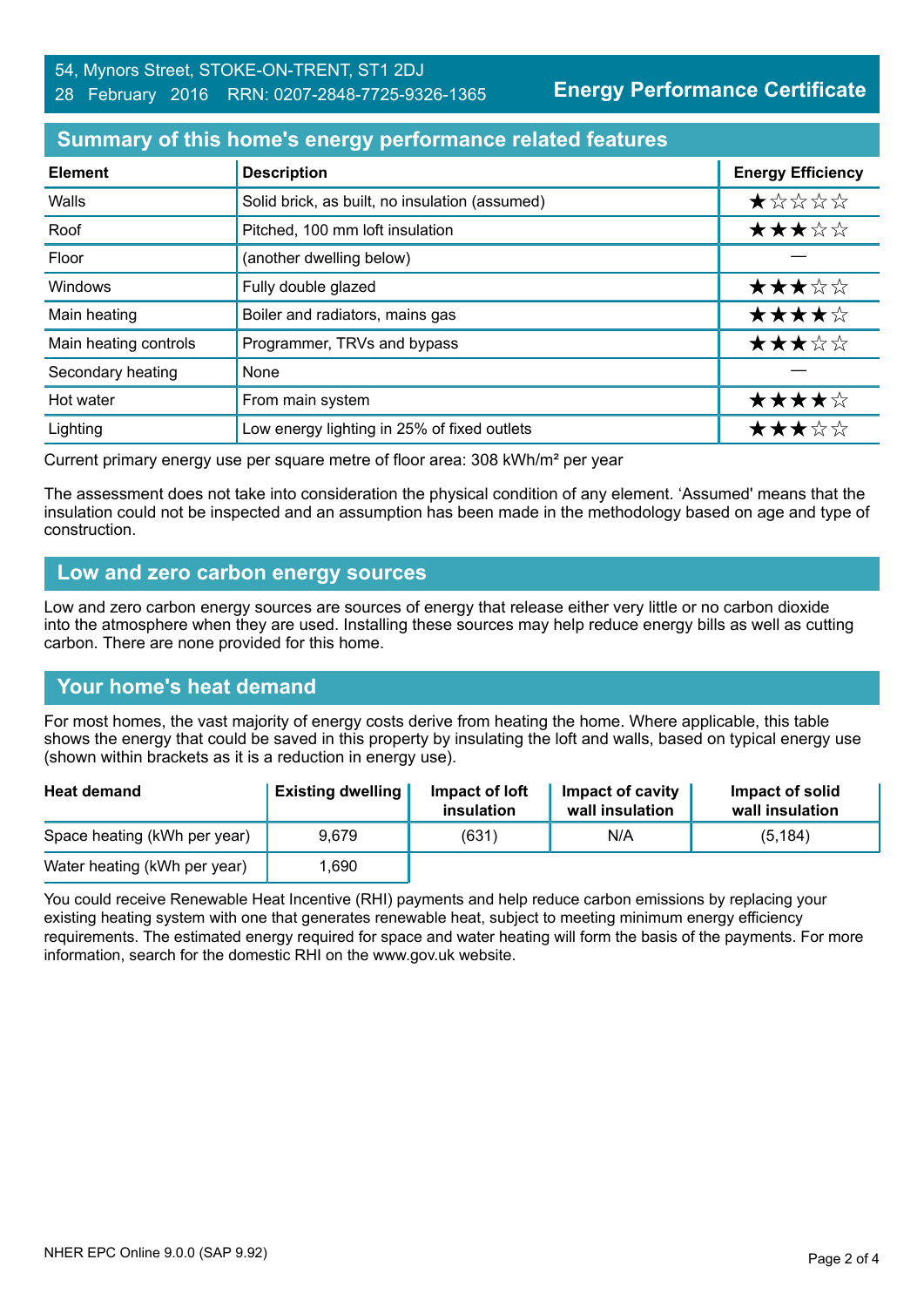54, Mynors Street, STOKE-ON-TRENT, ST1 2DJ
28 February 2016 RRN: 0207-2848-7725-9326-1365

**Energy Performance Certificate**

## Summary of this home's energy performance related features

| Element | Description | Energy Efficiency |
|---|---|---|
| Walls | Solid brick, as built, no insulation (assumed) | ★☆☆☆☆ |
| Roof | Pitched, 100 mm loft insulation | ★★★☆☆ |
| Floor | (another dwelling below) | — |
| Windows | Fully double glazed | ★★★☆☆ |
| Main heating | Boiler and radiators, mains gas | ★★★★☆ |
| Main heating controls | Programmer, TRVs and bypass | ★★★☆☆ |
| Secondary heating | None | — |
| Hot water | From main system | ★★★★☆ |
| Lighting | Low energy lighting in 25% of fixed outlets | ★★★☆☆ |

Current primary energy use per square metre of floor area: 308 kWh/m² per year

The assessment does not take into consideration the physical condition of any element. 'Assumed' means that the insulation could not be inspected and an assumption has been made in the methodology based on age and type of construction.

## Low and zero carbon energy sources

Low and zero carbon energy sources are sources of energy that release either very little or no carbon dioxide into the atmosphere when they are used. Installing these sources may help reduce energy bills as well as cutting carbon. There are none provided for this home.

## Your home's heat demand

For most homes, the vast majority of energy costs derive from heating the home. Where applicable, this table shows the energy that could be saved in this property by insulating the loft and walls, based on typical energy use (shown within brackets as it is a reduction in energy use).

| Heat demand | Existing dwelling | Impact of loft insulation | Impact of cavity wall insulation | Impact of solid wall insulation |
|---|---|---|---|---|
| Space heating (kWh per year) | 9,679 | (631) | N/A | (5,184) |
| Water heating (kWh per year) | 1,690 | | | |

You could receive Renewable Heat Incentive (RHI) payments and help reduce carbon emissions by replacing your existing heating system with one that generates renewable heat, subject to meeting minimum energy efficiency requirements. The estimated energy required for space and water heating will form the basis of the payments. For more information, search for the domestic RHI on the www.gov.uk website.

NHER EPC Online 9.0.0 (SAP 9.92)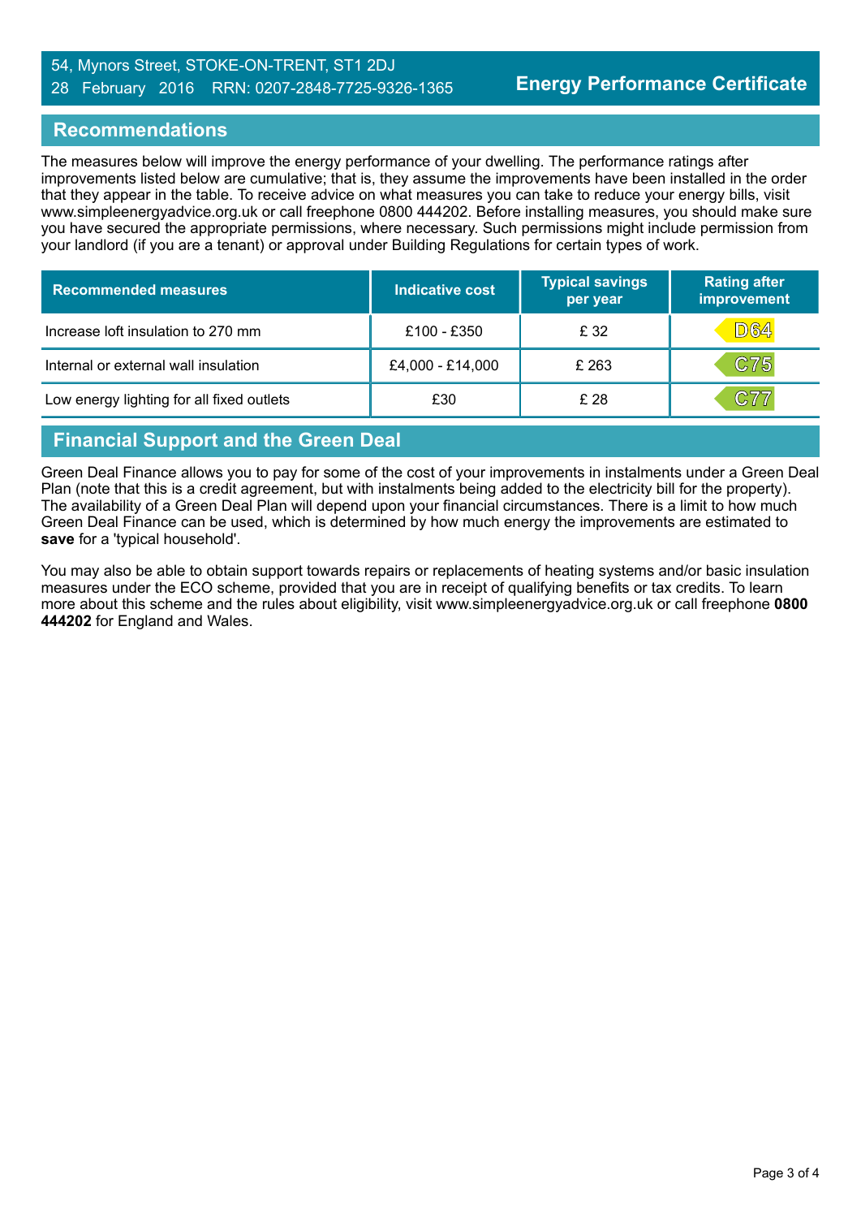54, Mynors Street, STOKE-ON-TRENT, ST1 2DJ
28 February 2016 RRN: 0207-2848-7725-9326-1365

**Energy Performance Certificate**

## Recommendations

The measures below will improve the energy performance of your dwelling. The performance ratings after improvements listed below are cumulative; that is, they assume the improvements have been installed in the order that they appear in the table. To receive advice on what measures you can take to reduce your energy bills, visit www.simpleenergyadvice.org.uk or call freephone 0800 444202. Before installing measures, you should make sure you have secured the appropriate permissions, where necessary. Such permissions might include permission from your landlord (if you are a tenant) or approval under Building Regulations for certain types of work.

| Recommended measures | Indicative cost | Typical savings per year | Rating after improvement |
|---|---|---|---|
| Increase loft insulation to 270 mm | £100 - £350 | £ 32 | D64 |
| Internal or external wall insulation | £4,000 - £14,000 | £ 263 | C75 |
| Low energy lighting for all fixed outlets | £30 | £ 28 | C77 |

## Financial Support and the Green Deal

Green Deal Finance allows you to pay for some of the cost of your improvements in instalments under a Green Deal Plan (note that this is a credit agreement, but with instalments being added to the electricity bill for the property). The availability of a Green Deal Plan will depend upon your financial circumstances. There is a limit to how much Green Deal Finance can be used, which is determined by how much energy the improvements are estimated to **save** for a 'typical household'.

You may also be able to obtain support towards repairs or replacements of heating systems and/or basic insulation measures under the ECO scheme, provided that you are in receipt of qualifying benefits or tax credits. To learn more about this scheme and the rules about eligibility, visit www.simpleenergyadvice.org.uk or call freephone **0800 444202** for England and Wales.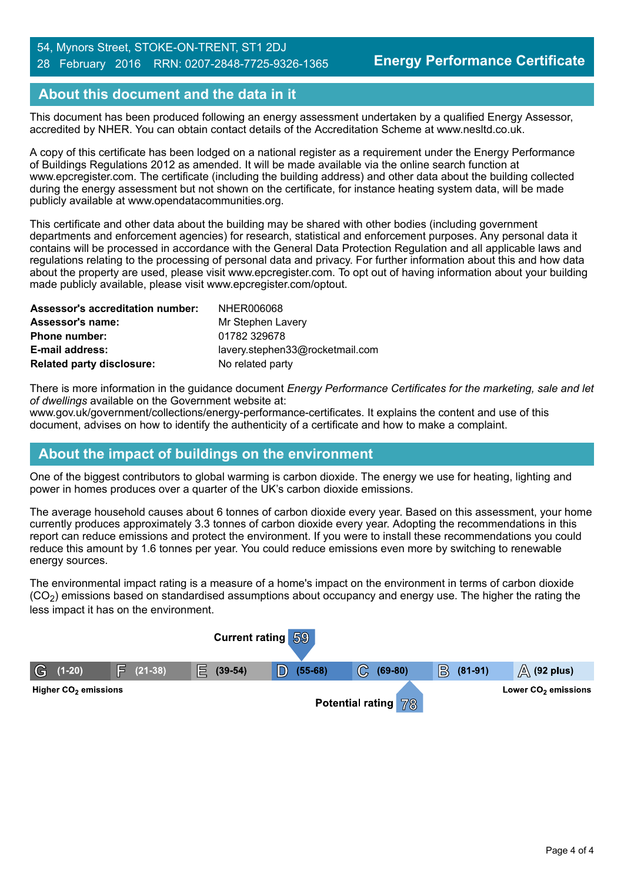54, Mynors Street, STOKE-ON-TRENT, ST1 2DJ
28 February 2016 RRN: 0207-2848-7725-9326-1365

**Energy Performance Certificate**

## About this document and the data in it

This document has been produced following an energy assessment undertaken by a qualified Energy Assessor, accredited by NHER. You can obtain contact details of the Accreditation Scheme at www.nesltd.co.uk.

A copy of this certificate has been lodged on a national register as a requirement under the Energy Performance of Buildings Regulations 2012 as amended. It will be made available via the online search function at www.epcregister.com. The certificate (including the building address) and other data about the building collected during the energy assessment but not shown on the certificate, for instance heating system data, will be made publicly available at www.opendatacommunities.org.

This certificate and other data about the building may be shared with other bodies (including government departments and enforcement agencies) for research, statistical and enforcement purposes. Any personal data it contains will be processed in accordance with the General Data Protection Regulation and all applicable laws and regulations relating to the processing of personal data and privacy. For further information about this and how data about the property are used, please visit www.epcregister.com. To opt out of having information about your building made publicly available, please visit www.epcregister.com/optout.

| | |
|---|---|
| **Assessor's accreditation number:** | NHER006068 |
| **Assessor's name:** | Mr Stephen Lavery |
| **Phone number:** | 01782 329678 |
| **E-mail address:** | lavery.stephen33@rocketmail.com |
| **Related party disclosure:** | No related party |

There is more information in the guidance document *Energy Performance Certificates for the marketing, sale and let of dwellings* available on the Government website at: www.gov.uk/government/collections/energy-performance-certificates. It explains the content and use of this document, advises on how to identify the authenticity of a certificate and how to make a complaint.

## About the impact of buildings on the environment

One of the biggest contributors to global warming is carbon dioxide. The energy we use for heating, lighting and power in homes produces over a quarter of the UK's carbon dioxide emissions.

The average household causes about 6 tonnes of carbon dioxide every year. Based on this assessment, your home currently produces approximately 3.3 tonnes of carbon dioxide every year. Adopting the recommendations in this report can reduce emissions and protect the environment. If you were to install these recommendations you could reduce this amount by 1.6 tonnes per year. You could reduce emissions even more by switching to renewable energy sources.

The environmental impact rating is a measure of a home's impact on the environment in terms of carbon dioxide ($CO_2$) emissions based on standardised assumptions about occupancy and energy use. The higher the rating the less impact it has on the environment.

Current rating 59

G (1-20) F (21-38) E (39-54) D (55-68) C (69-80) B (81-91) A (92 plus)

Higher $CO_2$ emissions

Lower $CO_2$ emissions

Potential rating 78